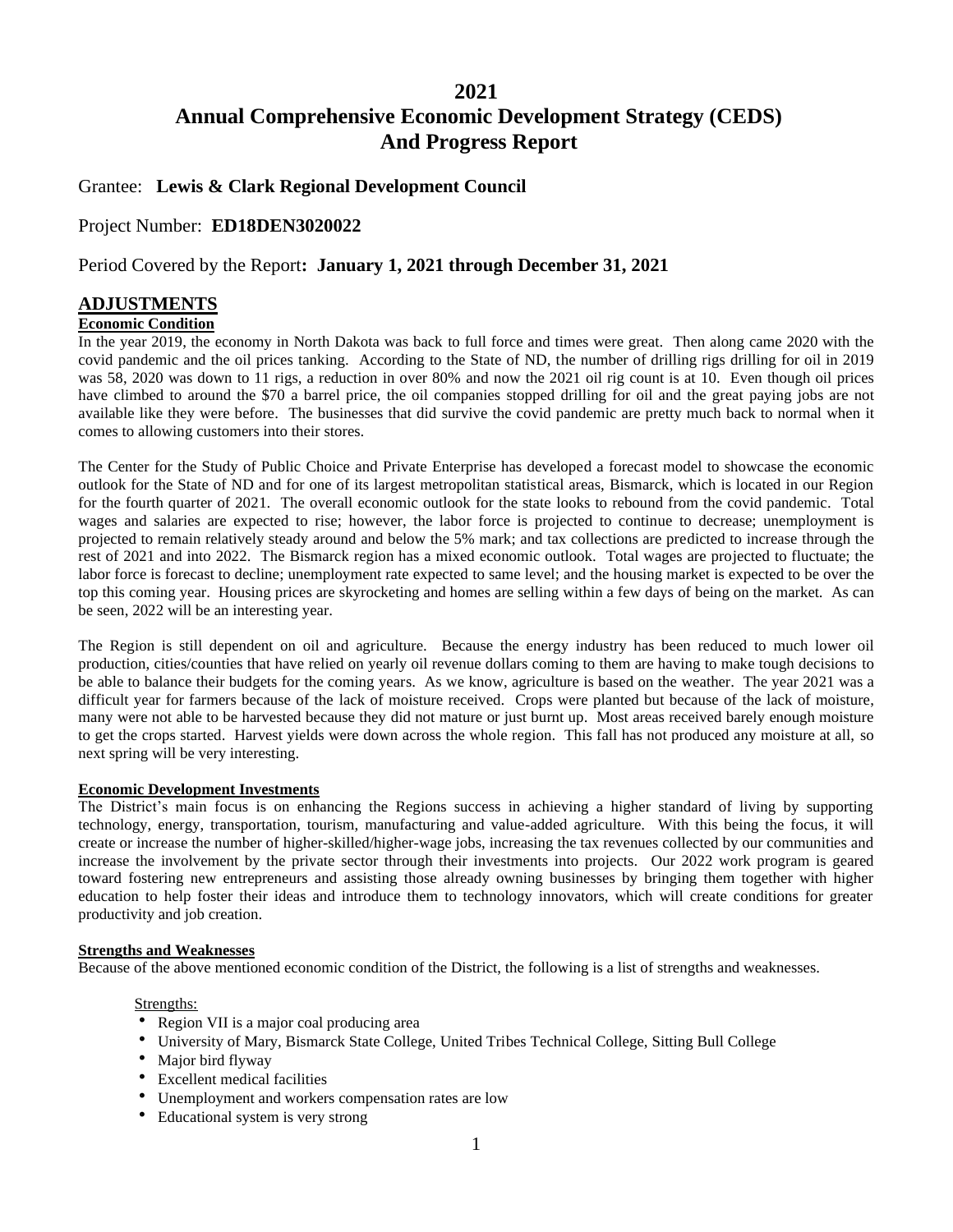# 2021
# Annual Comprehensive Economic Development Strategy (CEDS) And Progress Report

Grantee: **Lewis & Clark Regional Development Council**

Project Number: **ED18DEN3020022**

Period Covered by the Report**: January 1, 2021 through December 31, 2021**

## ADJUSTMENTS

### Economic Condition

In the year 2019, the economy in North Dakota was back to full force and times were great. Then along came 2020 with the covid pandemic and the oil prices tanking. According to the State of ND, the number of drilling rigs drilling for oil in 2019 was 58, 2020 was down to 11 rigs, a reduction in over 80% and now the 2021 oil rig count is at 10. Even though oil prices have climbed to around the $70 a barrel price, the oil companies stopped drilling for oil and the great paying jobs are not available like they were before. The businesses that did survive the covid pandemic are pretty much back to normal when it comes to allowing customers into their stores.

The Center for the Study of Public Choice and Private Enterprise has developed a forecast model to showcase the economic outlook for the State of ND and for one of its largest metropolitan statistical areas, Bismarck, which is located in our Region for the fourth quarter of 2021. The overall economic outlook for the state looks to rebound from the covid pandemic. Total wages and salaries are expected to rise; however, the labor force is projected to continue to decrease; unemployment is projected to remain relatively steady around and below the 5% mark; and tax collections are predicted to increase through the rest of 2021 and into 2022. The Bismarck region has a mixed economic outlook. Total wages are projected to fluctuate; the labor force is forecast to decline; unemployment rate expected to same level; and the housing market is expected to be over the top this coming year. Housing prices are skyrocketing and homes are selling within a few days of being on the market. As can be seen, 2022 will be an interesting year.

The Region is still dependent on oil and agriculture. Because the energy industry has been reduced to much lower oil production, cities/counties that have relied on yearly oil revenue dollars coming to them are having to make tough decisions to be able to balance their budgets for the coming years. As we know, agriculture is based on the weather. The year 2021 was a difficult year for farmers because of the lack of moisture received. Crops were planted but because of the lack of moisture, many were not able to be harvested because they did not mature or just burnt up. Most areas received barely enough moisture to get the crops started. Harvest yields were down across the whole region. This fall has not produced any moisture at all, so next spring will be very interesting.

### Economic Development Investments

The District's main focus is on enhancing the Regions success in achieving a higher standard of living by supporting technology, energy, transportation, tourism, manufacturing and value-added agriculture. With this being the focus, it will create or increase the number of higher-skilled/higher-wage jobs, increasing the tax revenues collected by our communities and increase the involvement by the private sector through their investments into projects. Our 2022 work program is geared toward fostering new entrepreneurs and assisting those already owning businesses by bringing them together with higher education to help foster their ideas and introduce them to technology innovators, which will create conditions for greater productivity and job creation.

### Strengths and Weaknesses

Because of the above mentioned economic condition of the District, the following is a list of strengths and weaknesses.

Strengths:

- Region VII is a major coal producing area
- University of Mary, Bismarck State College, United Tribes Technical College, Sitting Bull College
- Major bird flyway
- Excellent medical facilities
- Unemployment and workers compensation rates are low
- Educational system is very strong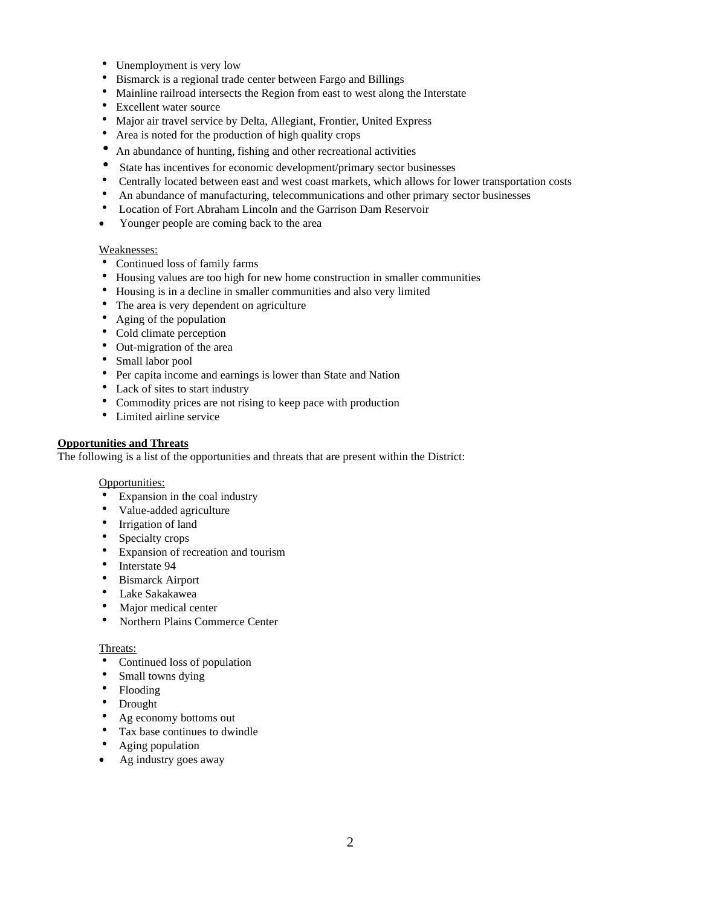- Unemployment is very low
- Bismarck is a regional trade center between Fargo and Billings
- Mainline railroad intersects the Region from east to west along the Interstate
- Excellent water source
- Major air travel service by Delta, Allegiant, Frontier, United Express
- Area is noted for the production of high quality crops
- An abundance of hunting, fishing and other recreational activities
- State has incentives for economic development/primary sector businesses
- Centrally located between east and west coast markets, which allows for lower transportation costs
- An abundance of manufacturing, telecommunications and other primary sector businesses
- Location of Fort Abraham Lincoln and the Garrison Dam Reservoir
- Younger people are coming back to the area

Weaknesses:

- Continued loss of family farms
- Housing values are too high for new home construction in smaller communities
- Housing is in a decline in smaller communities and also very limited
- The area is very dependent on agriculture
- Aging of the population
- Cold climate perception
- Out-migration of the area
- Small labor pool
- Per capita income and earnings is lower than State and Nation
- Lack of sites to start industry
- Commodity prices are not rising to keep pace with production
- Limited airline service

**Opportunities and Threats**

The following is a list of the opportunities and threats that are present within the District:

Opportunities:

- Expansion in the coal industry
- Value-added agriculture
- Irrigation of land
- Specialty crops
- Expansion of recreation and tourism
- Interstate 94
- Bismarck Airport
- Lake Sakakawea
- Major medical center
- Northern Plains Commerce Center

Threats:

- Continued loss of population
- Small towns dying
- Flooding
- Drought
- Ag economy bottoms out
- Tax base continues to dwindle
- Aging population
- Ag industry goes away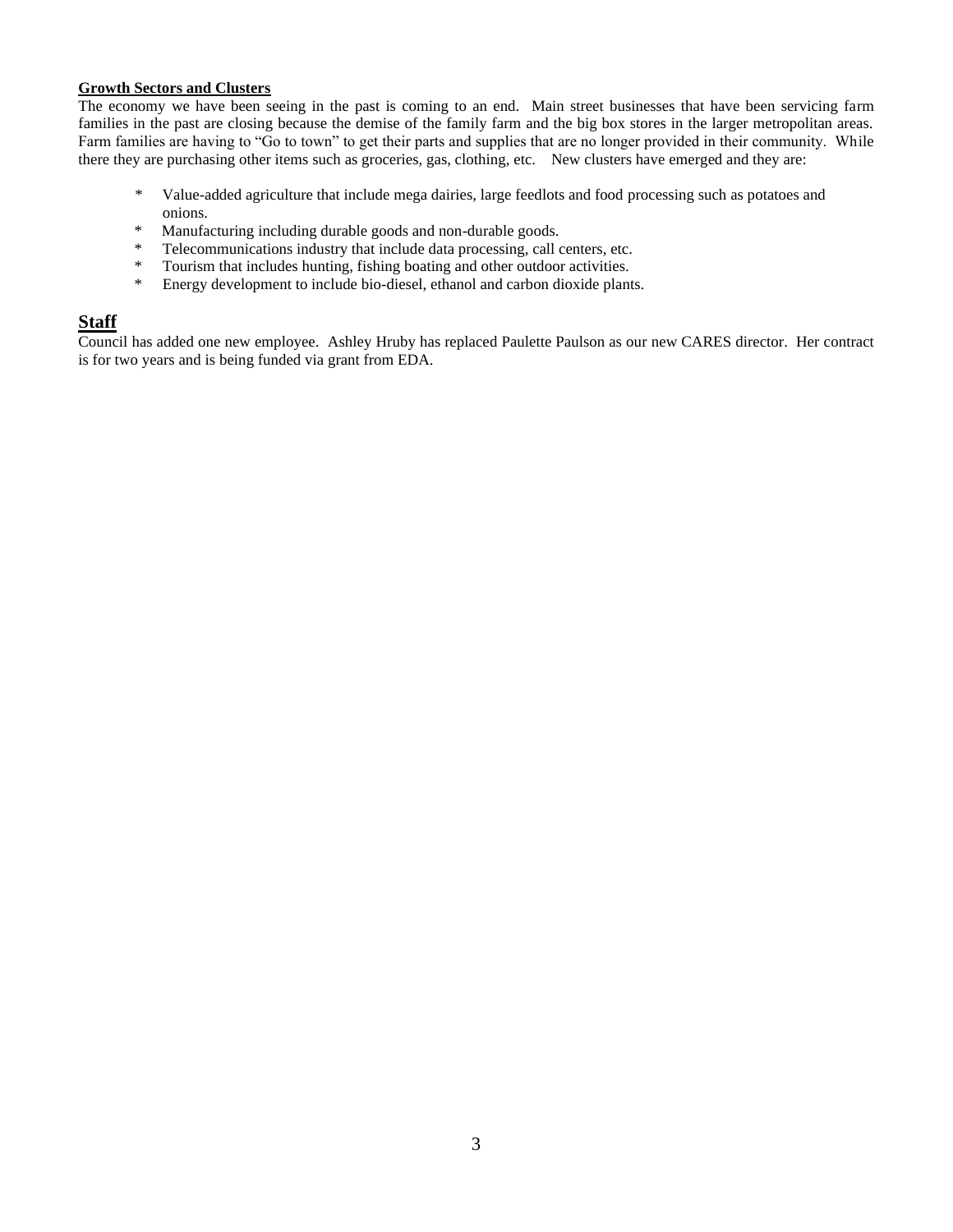**Growth Sectors and Clusters**

The economy we have been seeing in the past is coming to an end. Main street businesses that have been servicing farm families in the past are closing because the demise of the family farm and the big box stores in the larger metropolitan areas. Farm families are having to "Go to town" to get their parts and supplies that are no longer provided in their community. While there they are purchasing other items such as groceries, gas, clothing, etc. New clusters have emerged and they are:

* Value-added agriculture that include mega dairies, large feedlots and food processing such as potatoes and onions.
* Manufacturing including durable goods and non-durable goods.
* Telecommunications industry that include data processing, call centers, etc.
* Tourism that includes hunting, fishing boating and other outdoor activities.
* Energy development to include bio-diesel, ethanol and carbon dioxide plants.

## Staff

Council has added one new employee. Ashley Hruby has replaced Paulette Paulson as our new CARES director. Her contract is for two years and is being funded via grant from EDA.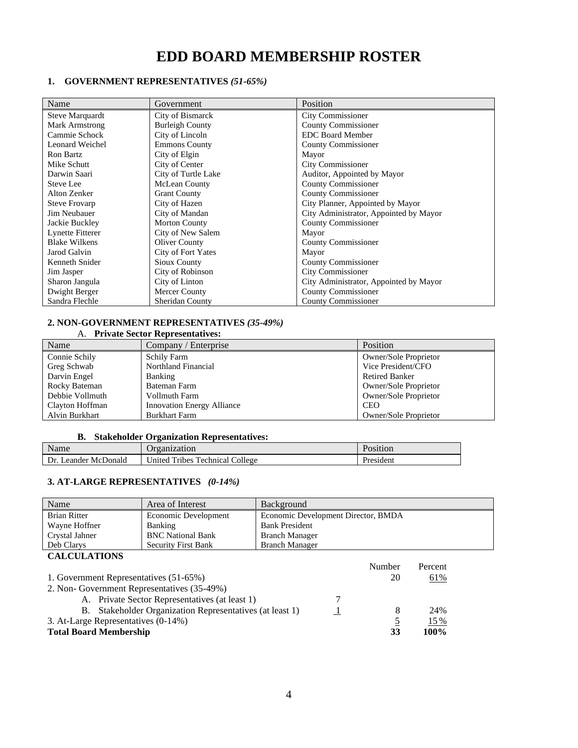# EDD BOARD MEMBERSHIP ROSTER

## 1. GOVERNMENT REPRESENTATIVES *(51-65%)*

| Name | Government | Position |
|---|---|---|
| Steve Marquardt | City of Bismarck | City Commissioner |
| Mark Armstrong | Burleigh County | County Commissioner |
| Cammie Schock | City of Lincoln | EDC Board Member |
| Leonard Weichel | Emmons County | County Commissioner |
| Ron Bartz | City of Elgin | Mayor |
| Mike Schutt | City of Center | City Commissioner |
| Darwin Saari | City of Turtle Lake | Auditor, Appointed by Mayor |
| Steve Lee | McLean County | County Commissioner |
| Alton Zenker | Grant County | County Commissioner |
| Steve Frovarp | City of Hazen | City Planner, Appointed by Mayor |
| Jim Neubauer | City of Mandan | City Administrator, Appointed by Mayor |
| Jackie Buckley | Morton County | County Commissioner |
| Lynette Fitterer | City of New Salem | Mayor |
| Blake Wilkens | Oliver County | County Commissioner |
| Jarod Galvin | City of Fort Yates | Mayor |
| Kenneth Snider | Sioux County | County Commissioner |
| Jim Jasper | City of Robinson | City Commissioner |
| Sharon Jangula | City of Linton | City Administrator, Appointed by Mayor |
| Dwight Berger | Mercer County | County Commissioner |
| Sandra Flechle | Sheridan County | County Commissioner |

## 2. NON-GOVERNMENT REPRESENTATIVES *(35-49%)*

### A. Private Sector Representatives:

| Name | Company / Enterprise | Position |
|---|---|---|
| Connie Schily | Schily Farm | Owner/Sole Proprietor |
| Greg Schwab | Northland Financial | Vice President/CFO |
| Darvin Engel | Banking | Retired Banker |
| Rocky Bateman | Bateman Farm | Owner/Sole Proprietor |
| Debbie Vollmuth | Vollmuth Farm | Owner/Sole Proprietor |
| Clayton Hoffman | Innovation Energy Alliance | CEO |
| Alvin Burkhart | Burkhart Farm | Owner/Sole Proprietor |

### B. Stakeholder Organization Representatives:

| Name | Organization | Position |
|---|---|---|
| Dr. Leander McDonald | United Tribes Technical College | President |

## 3. AT-LARGE REPRESENTATIVES *(0-14%)*

| Name | Area of Interest | Background |
|---|---|---|
| Brian Ritter | Economic Development | Economic Development Director, BMDA |
| Wayne Hoffner | Banking | Bank President |
| Crystal Jahner | BNC National Bank | Branch Manager |
| Deb Clarys | Security First Bank | Branch Manager |

## CALCULATIONS

| | | Number | Percent |
|---|---|---|---|
| 1. Government Representatives (51-65%) | | 20 | 61% |
| 2. Non- Government Representatives (35-49%) | | | |
| A. Private Sector Representatives (at least 1) | 7 | | |
| B. Stakeholder Organization Representatives (at least 1) | 1 | 8 | 24% |
| 3. At-Large Representatives (0-14%) | | 5 | 15% |
| **Total Board Membership** | | **33** | **100%** |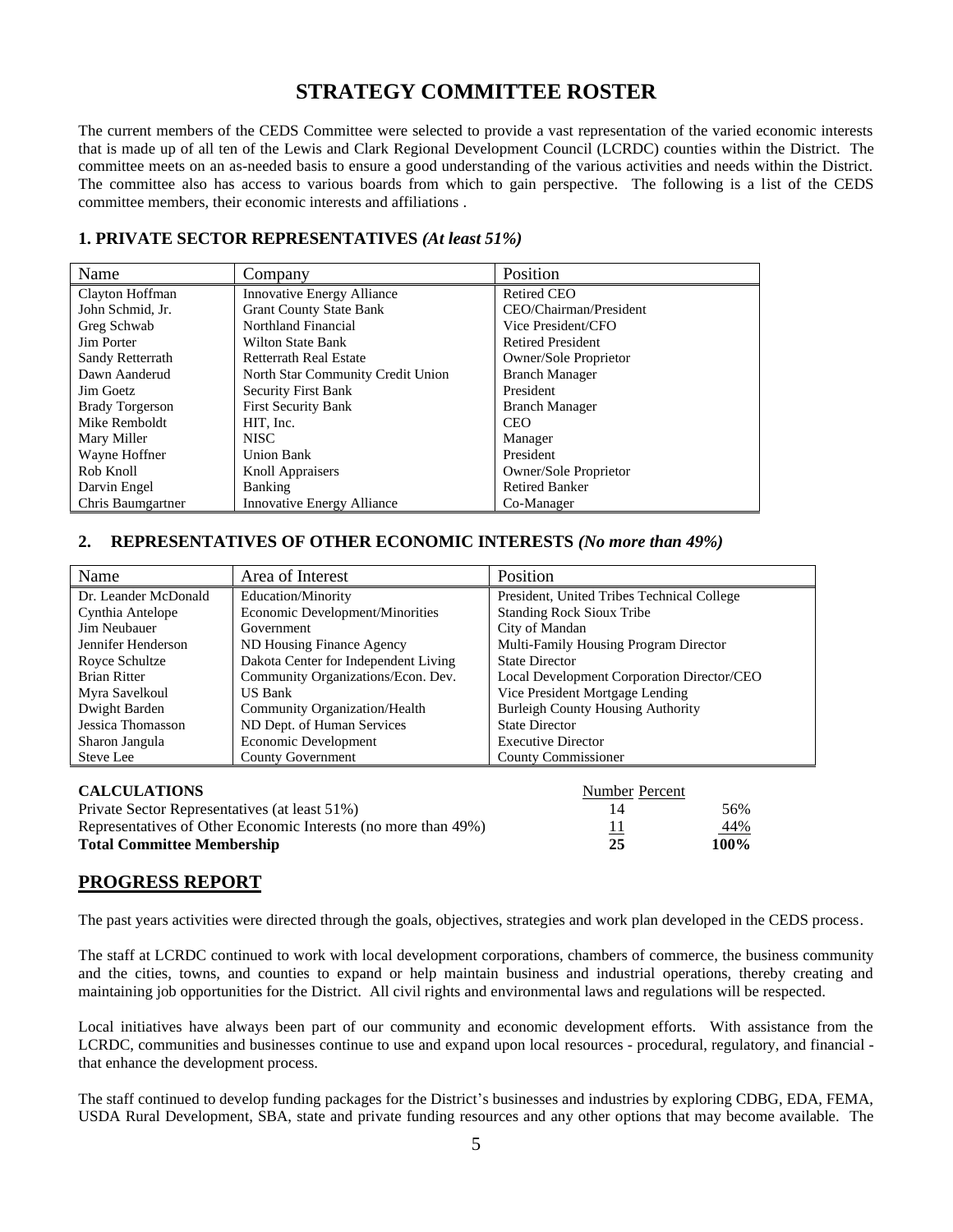# STRATEGY COMMITTEE ROSTER

The current members of the CEDS Committee were selected to provide a vast representation of the varied economic interests that is made up of all ten of the Lewis and Clark Regional Development Council (LCRDC) counties within the District. The committee meets on an as-needed basis to ensure a good understanding of the various activities and needs within the District. The committee also has access to various boards from which to gain perspective. The following is a list of the CEDS committee members, their economic interests and affiliations .

### 1. PRIVATE SECTOR REPRESENTATIVES *(At least 51%)*

| Name | Company | Position |
|---|---|---|
| Clayton Hoffman | Innovative Energy Alliance | Retired CEO |
| John Schmid, Jr. | Grant County State Bank | CEO/Chairman/President |
| Greg Schwab | Northland Financial | Vice President/CFO |
| Jim Porter | Wilton State Bank | Retired President |
| Sandy Retterrath | Retterrath Real Estate | Owner/Sole Proprietor |
| Dawn Aanderud | North Star Community Credit Union | Branch Manager |
| Jim Goetz | Security First Bank | President |
| Brady Torgerson | First Security Bank | Branch Manager |
| Mike Remboldt | HIT, Inc. | CEO |
| Mary Miller | NISC | Manager |
| Wayne Hoffner | Union Bank | President |
| Rob Knoll | Knoll Appraisers | Owner/Sole Proprietor |
| Darvin Engel | Banking | Retired Banker |
| Chris Baumgartner | Innovative Energy Alliance | Co-Manager |

### 2. REPRESENTATIVES OF OTHER ECONOMIC INTERESTS *(No more than 49%)*

| Name | Area of Interest | Position |
|---|---|---|
| Dr. Leander McDonald | Education/Minority | President, United Tribes Technical College |
| Cynthia Antelope | Economic Development/Minorities | Standing Rock Sioux Tribe |
| Jim Neubauer | Government | City of Mandan |
| Jennifer Henderson | ND Housing Finance Agency | Multi-Family Housing Program Director |
| Royce Schultze | Dakota Center for Independent Living | State Director |
| Brian Ritter | Community Organizations/Econ. Dev. | Local Development Corporation Director/CEO |
| Myra Savelkoul | US Bank | Vice President Mortgage Lending |
| Dwight Barden | Community Organization/Health | Burleigh County Housing Authority |
| Jessica Thomasson | ND Dept. of Human Services | State Director |
| Sharon Jangula | Economic Development | Executive Director |
| Steve Lee | County Government | County Commissioner |

| **CALCULATIONS** | Number | Percent |
|---|---|---|
| Private Sector Representatives (at least 51%) | 14 | 56% |
| Representatives of Other Economic Interests (no more than 49%) | 11 | 44% |
| **Total Committee Membership** | **25** | **100%** |

## PROGRESS REPORT

The past years activities were directed through the goals, objectives, strategies and work plan developed in the CEDS process.

The staff at LCRDC continued to work with local development corporations, chambers of commerce, the business community and the cities, towns, and counties to expand or help maintain business and industrial operations, thereby creating and maintaining job opportunities for the District. All civil rights and environmental laws and regulations will be respected.

Local initiatives have always been part of our community and economic development efforts. With assistance from the LCRDC, communities and businesses continue to use and expand upon local resources - procedural, regulatory, and financial - that enhance the development process.

The staff continued to develop funding packages for the District's businesses and industries by exploring CDBG, EDA, FEMA, USDA Rural Development, SBA, state and private funding resources and any other options that may become available. The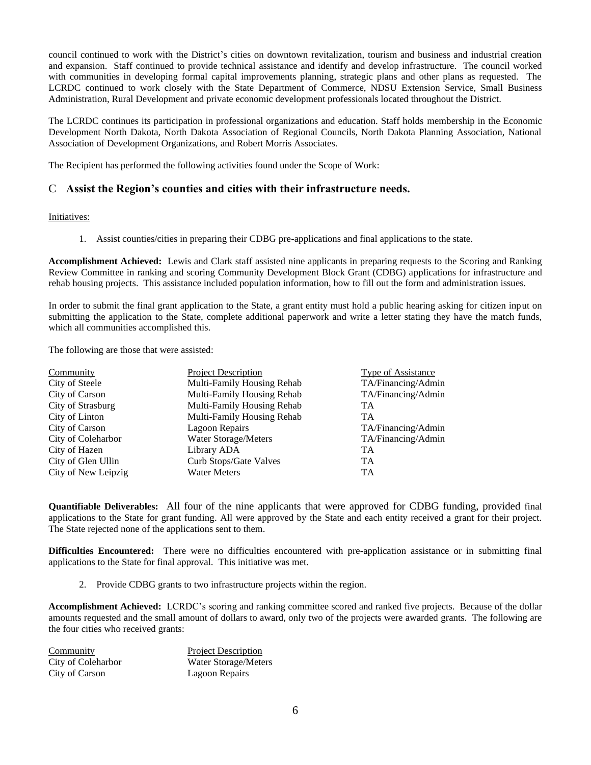council continued to work with the District's cities on downtown revitalization, tourism and business and industrial creation and expansion. Staff continued to provide technical assistance and identify and develop infrastructure. The council worked with communities in developing formal capital improvements planning, strategic plans and other plans as requested. The LCRDC continued to work closely with the State Department of Commerce, NDSU Extension Service, Small Business Administration, Rural Development and private economic development professionals located throughout the District.

The LCRDC continues its participation in professional organizations and education. Staff holds membership in the Economic Development North Dakota, North Dakota Association of Regional Councils, North Dakota Planning Association, National Association of Development Organizations, and Robert Morris Associates.

The Recipient has performed the following activities found under the Scope of Work:

## C Assist the Region's counties and cities with their infrastructure needs.

Initiatives:

1. Assist counties/cities in preparing their CDBG pre-applications and final applications to the state.

**Accomplishment Achieved:** Lewis and Clark staff assisted nine applicants in preparing requests to the Scoring and Ranking Review Committee in ranking and scoring Community Development Block Grant (CDBG) applications for infrastructure and rehab housing projects. This assistance included population information, how to fill out the form and administration issues.

In order to submit the final grant application to the State, a grant entity must hold a public hearing asking for citizen input on submitting the application to the State, complete additional paperwork and write a letter stating they have the match funds, which all communities accomplished this.

The following are those that were assisted:

| Community | Project Description | Type of Assistance |
|---|---|---|
| City of Steele | Multi-Family Housing Rehab | TA/Financing/Admin |
| City of Carson | Multi-Family Housing Rehab | TA/Financing/Admin |
| City of Strasburg | Multi-Family Housing Rehab | TA |
| City of Linton | Multi-Family Housing Rehab | TA |
| City of Carson | Lagoon Repairs | TA/Financing/Admin |
| City of Coleharbor | Water Storage/Meters | TA/Financing/Admin |
| City of Hazen | Library ADA | TA |
| City of Glen Ullin | Curb Stops/Gate Valves | TA |
| City of New Leipzig | Water Meters | TA |

**Quantifiable Deliverables:** All four of the nine applicants that were approved for CDBG funding, provided final applications to the State for grant funding. All were approved by the State and each entity received a grant for their project. The State rejected none of the applications sent to them.

**Difficulties Encountered:** There were no difficulties encountered with pre-application assistance or in submitting final applications to the State for final approval. This initiative was met.

2. Provide CDBG grants to two infrastructure projects within the region.

**Accomplishment Achieved:** LCRDC's scoring and ranking committee scored and ranked five projects. Because of the dollar amounts requested and the small amount of dollars to award, only two of the projects were awarded grants. The following are the four cities who received grants:

| Community | Project Description |
|---|---|
| City of Coleharbor | Water Storage/Meters |
| City of Carson | Lagoon Repairs |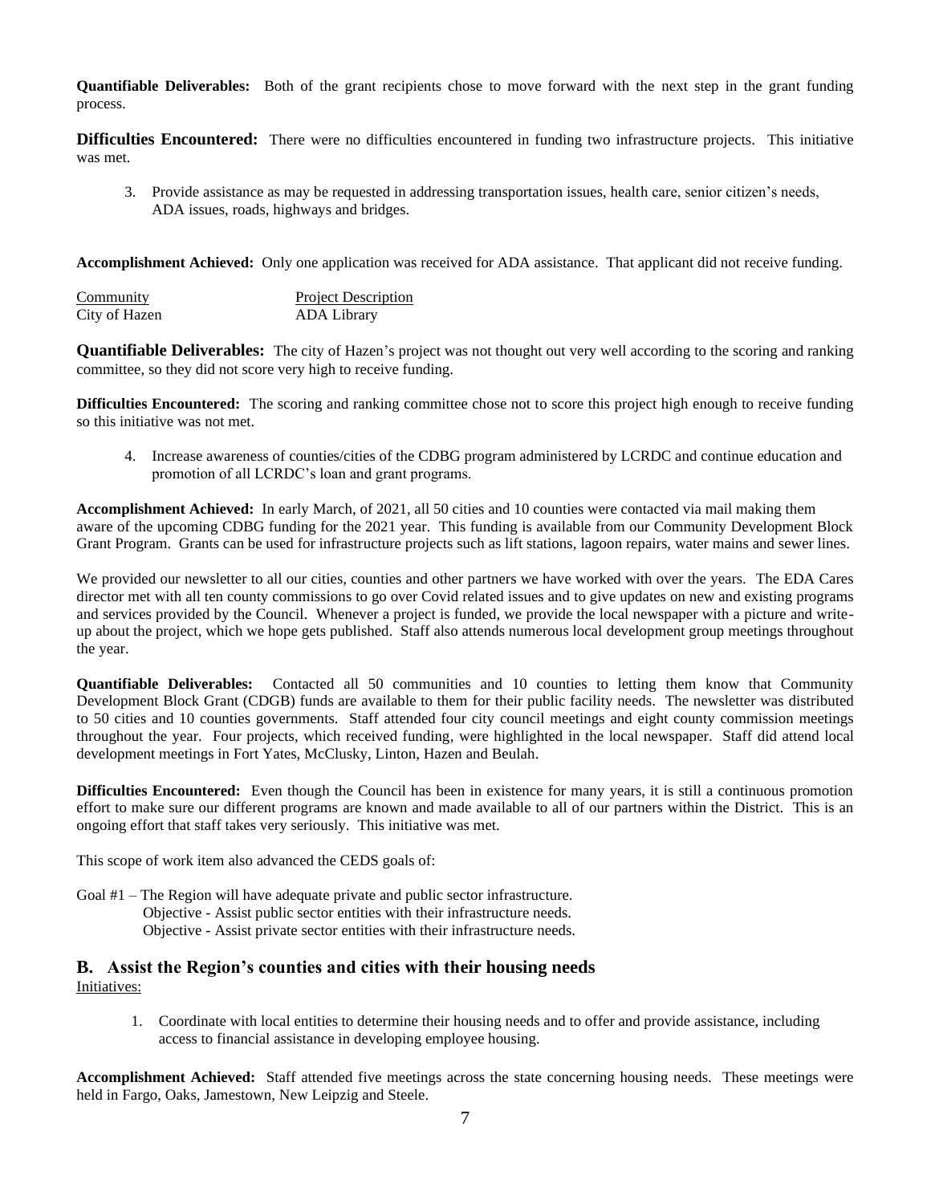**Quantifiable Deliverables:** Both of the grant recipients chose to move forward with the next step in the grant funding process.

**Difficulties Encountered:** There were no difficulties encountered in funding two infrastructure projects. This initiative was met.

3. Provide assistance as may be requested in addressing transportation issues, health care, senior citizen's needs, ADA issues, roads, highways and bridges.

**Accomplishment Achieved:** Only one application was received for ADA assistance. That applicant did not receive funding.

| Community | Project Description |
|---|---|
| City of Hazen | ADA Library |

**Quantifiable Deliverables:** The city of Hazen's project was not thought out very well according to the scoring and ranking committee, so they did not score very high to receive funding.

**Difficulties Encountered:** The scoring and ranking committee chose not to score this project high enough to receive funding so this initiative was not met.

4. Increase awareness of counties/cities of the CDBG program administered by LCRDC and continue education and promotion of all LCRDC's loan and grant programs.

**Accomplishment Achieved:** In early March, of 2021, all 50 cities and 10 counties were contacted via mail making them aware of the upcoming CDBG funding for the 2021 year. This funding is available from our Community Development Block Grant Program. Grants can be used for infrastructure projects such as lift stations, lagoon repairs, water mains and sewer lines.

We provided our newsletter to all our cities, counties and other partners we have worked with over the years. The EDA Cares director met with all ten county commissions to go over Covid related issues and to give updates on new and existing programs and services provided by the Council. Whenever a project is funded, we provide the local newspaper with a picture and write-up about the project, which we hope gets published. Staff also attends numerous local development group meetings throughout the year.

**Quantifiable Deliverables:** Contacted all 50 communities and 10 counties to letting them know that Community Development Block Grant (CDGB) funds are available to them for their public facility needs. The newsletter was distributed to 50 cities and 10 counties governments. Staff attended four city council meetings and eight county commission meetings throughout the year. Four projects, which received funding, were highlighted in the local newspaper. Staff did attend local development meetings in Fort Yates, McClusky, Linton, Hazen and Beulah.

**Difficulties Encountered:** Even though the Council has been in existence for many years, it is still a continuous promotion effort to make sure our different programs are known and made available to all of our partners within the District. This is an ongoing effort that staff takes very seriously. This initiative was met.

This scope of work item also advanced the CEDS goals of:

Goal #1 – The Region will have adequate private and public sector infrastructure.
  Objective - Assist public sector entities with their infrastructure needs.
  Objective - Assist private sector entities with their infrastructure needs.

## B. Assist the Region's counties and cities with their housing needs

Initiatives:

1. Coordinate with local entities to determine their housing needs and to offer and provide assistance, including access to financial assistance in developing employee housing.

**Accomplishment Achieved:** Staff attended five meetings across the state concerning housing needs. These meetings were held in Fargo, Oaks, Jamestown, New Leipzig and Steele.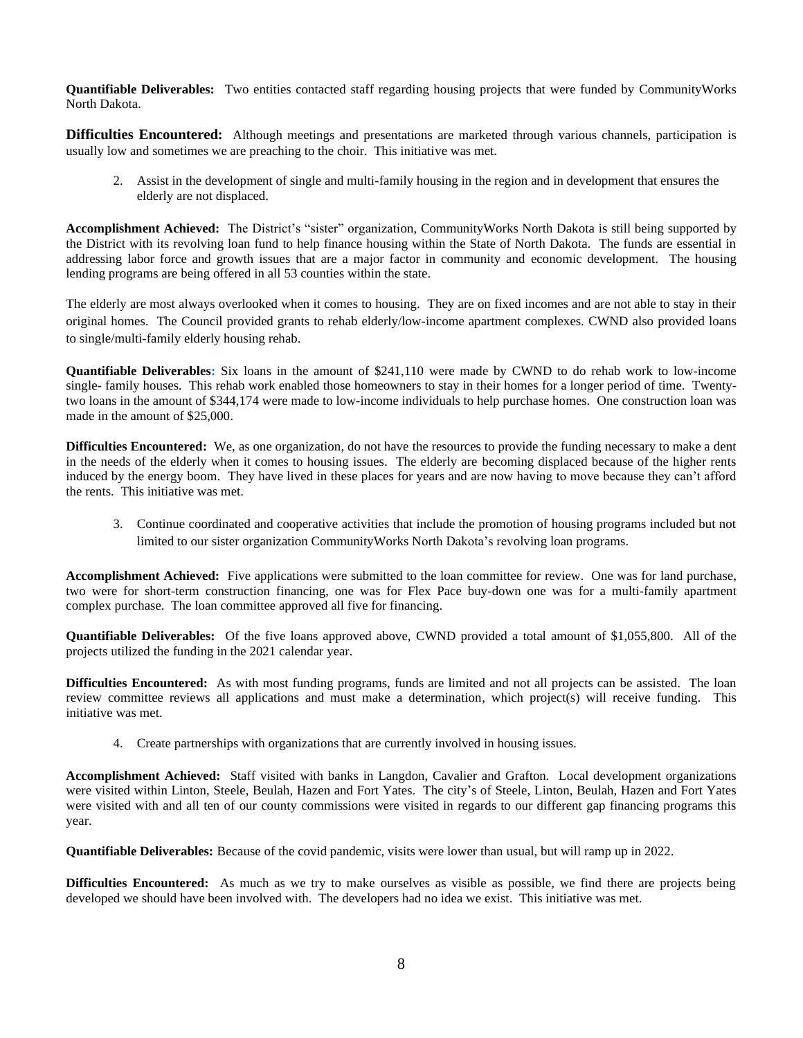**Quantifiable Deliverables:** Two entities contacted staff regarding housing projects that were funded by CommunityWorks North Dakota.

**Difficulties Encountered:** Although meetings and presentations are marketed through various channels, participation is usually low and sometimes we are preaching to the choir. This initiative was met.

2. Assist in the development of single and multi-family housing in the region and in development that ensures the elderly are not displaced.

**Accomplishment Achieved:** The District's "sister" organization, CommunityWorks North Dakota is still being supported by the District with its revolving loan fund to help finance housing within the State of North Dakota. The funds are essential in addressing labor force and growth issues that are a major factor in community and economic development. The housing lending programs are being offered in all 53 counties within the state.

The elderly are most always overlooked when it comes to housing. They are on fixed incomes and are not able to stay in their original homes. The Council provided grants to rehab elderly/low-income apartment complexes. CWND also provided loans to single/multi-family elderly housing rehab.

**Quantifiable Deliverables:** Six loans in the amount of $241,110 were made by CWND to do rehab work to low-income single- family houses. This rehab work enabled those homeowners to stay in their homes for a longer period of time. Twenty-two loans in the amount of $344,174 were made to low-income individuals to help purchase homes. One construction loan was made in the amount of $25,000.

**Difficulties Encountered:** We, as one organization, do not have the resources to provide the funding necessary to make a dent in the needs of the elderly when it comes to housing issues. The elderly are becoming displaced because of the higher rents induced by the energy boom. They have lived in these places for years and are now having to move because they can't afford the rents. This initiative was met.

3. Continue coordinated and cooperative activities that include the promotion of housing programs included but not limited to our sister organization CommunityWorks North Dakota's revolving loan programs.

**Accomplishment Achieved:** Five applications were submitted to the loan committee for review. One was for land purchase, two were for short-term construction financing, one was for Flex Pace buy-down one was for a multi-family apartment complex purchase. The loan committee approved all five for financing.

**Quantifiable Deliverables:** Of the five loans approved above, CWND provided a total amount of $1,055,800. All of the projects utilized the funding in the 2021 calendar year.

**Difficulties Encountered:** As with most funding programs, funds are limited and not all projects can be assisted. The loan review committee reviews all applications and must make a determination, which project(s) will receive funding. This initiative was met.

4. Create partnerships with organizations that are currently involved in housing issues.

**Accomplishment Achieved:** Staff visited with banks in Langdon, Cavalier and Grafton. Local development organizations were visited within Linton, Steele, Beulah, Hazen and Fort Yates. The city's of Steele, Linton, Beulah, Hazen and Fort Yates were visited with and all ten of our county commissions were visited in regards to our different gap financing programs this year.

**Quantifiable Deliverables:** Because of the covid pandemic, visits were lower than usual, but will ramp up in 2022.

**Difficulties Encountered:** As much as we try to make ourselves as visible as possible, we find there are projects being developed we should have been involved with. The developers had no idea we exist. This initiative was met.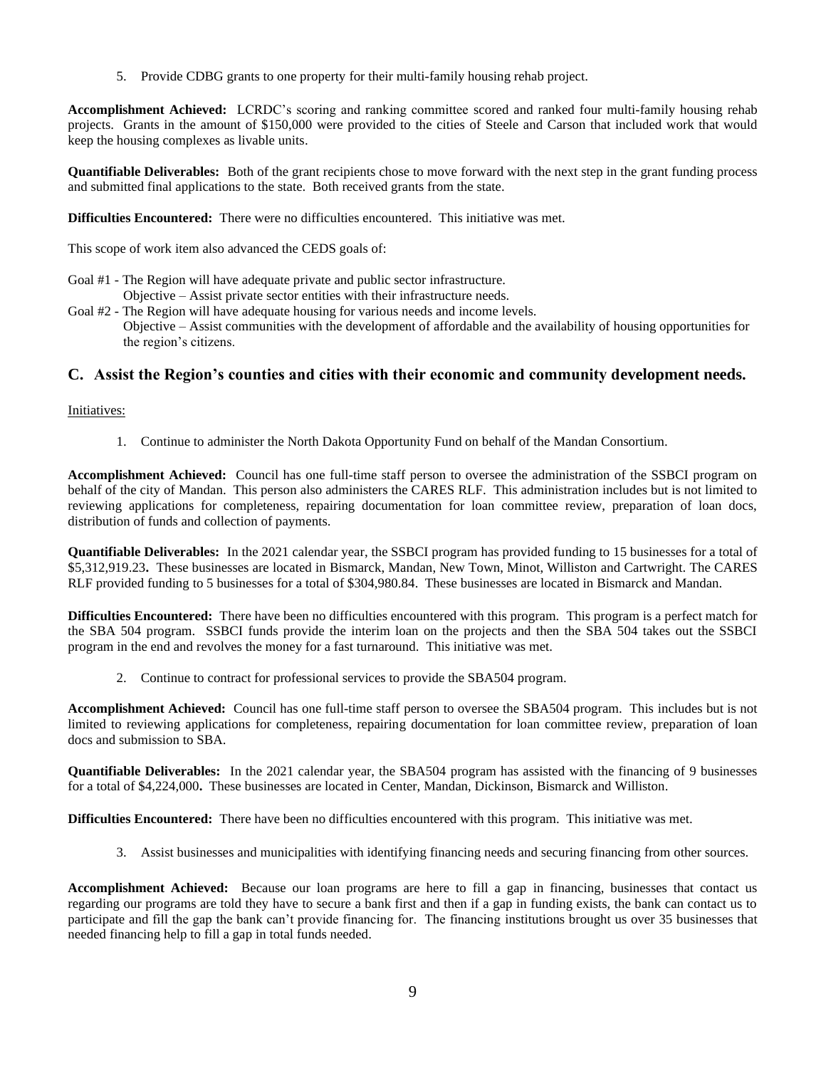5. Provide CDBG grants to one property for their multi-family housing rehab project.

**Accomplishment Achieved:** LCRDC's scoring and ranking committee scored and ranked four multi-family housing rehab projects. Grants in the amount of $150,000 were provided to the cities of Steele and Carson that included work that would keep the housing complexes as livable units.

**Quantifiable Deliverables:** Both of the grant recipients chose to move forward with the next step in the grant funding process and submitted final applications to the state. Both received grants from the state.

**Difficulties Encountered:** There were no difficulties encountered. This initiative was met.

This scope of work item also advanced the CEDS goals of:

Goal #1 - The Region will have adequate private and public sector infrastructure.
  Objective – Assist private sector entities with their infrastructure needs.

Goal #2 - The Region will have adequate housing for various needs and income levels.
  Objective – Assist communities with the development of affordable and the availability of housing opportunities for the region's citizens.

## C. Assist the Region's counties and cities with their economic and community development needs.

Initiatives:

1. Continue to administer the North Dakota Opportunity Fund on behalf of the Mandan Consortium.

**Accomplishment Achieved:** Council has one full-time staff person to oversee the administration of the SSBCI program on behalf of the city of Mandan. This person also administers the CARES RLF. This administration includes but is not limited to reviewing applications for completeness, repairing documentation for loan committee review, preparation of loan docs, distribution of funds and collection of payments.

**Quantifiable Deliverables:** In the 2021 calendar year, the SSBCI program has provided funding to 15 businesses for a total of $5,312,919.23**.** These businesses are located in Bismarck, Mandan, New Town, Minot, Williston and Cartwright. The CARES RLF provided funding to 5 businesses for a total of $304,980.84. These businesses are located in Bismarck and Mandan.

**Difficulties Encountered:** There have been no difficulties encountered with this program. This program is a perfect match for the SBA 504 program. SSBCI funds provide the interim loan on the projects and then the SBA 504 takes out the SSBCI program in the end and revolves the money for a fast turnaround. This initiative was met.

2. Continue to contract for professional services to provide the SBA504 program.

**Accomplishment Achieved:** Council has one full-time staff person to oversee the SBA504 program. This includes but is not limited to reviewing applications for completeness, repairing documentation for loan committee review, preparation of loan docs and submission to SBA.

**Quantifiable Deliverables:** In the 2021 calendar year, the SBA504 program has assisted with the financing of 9 businesses for a total of $4,224,000**.** These businesses are located in Center, Mandan, Dickinson, Bismarck and Williston.

**Difficulties Encountered:** There have been no difficulties encountered with this program. This initiative was met.

3. Assist businesses and municipalities with identifying financing needs and securing financing from other sources.

**Accomplishment Achieved:** Because our loan programs are here to fill a gap in financing, businesses that contact us regarding our programs are told they have to secure a bank first and then if a gap in funding exists, the bank can contact us to participate and fill the gap the bank can't provide financing for. The financing institutions brought us over 35 businesses that needed financing help to fill a gap in total funds needed.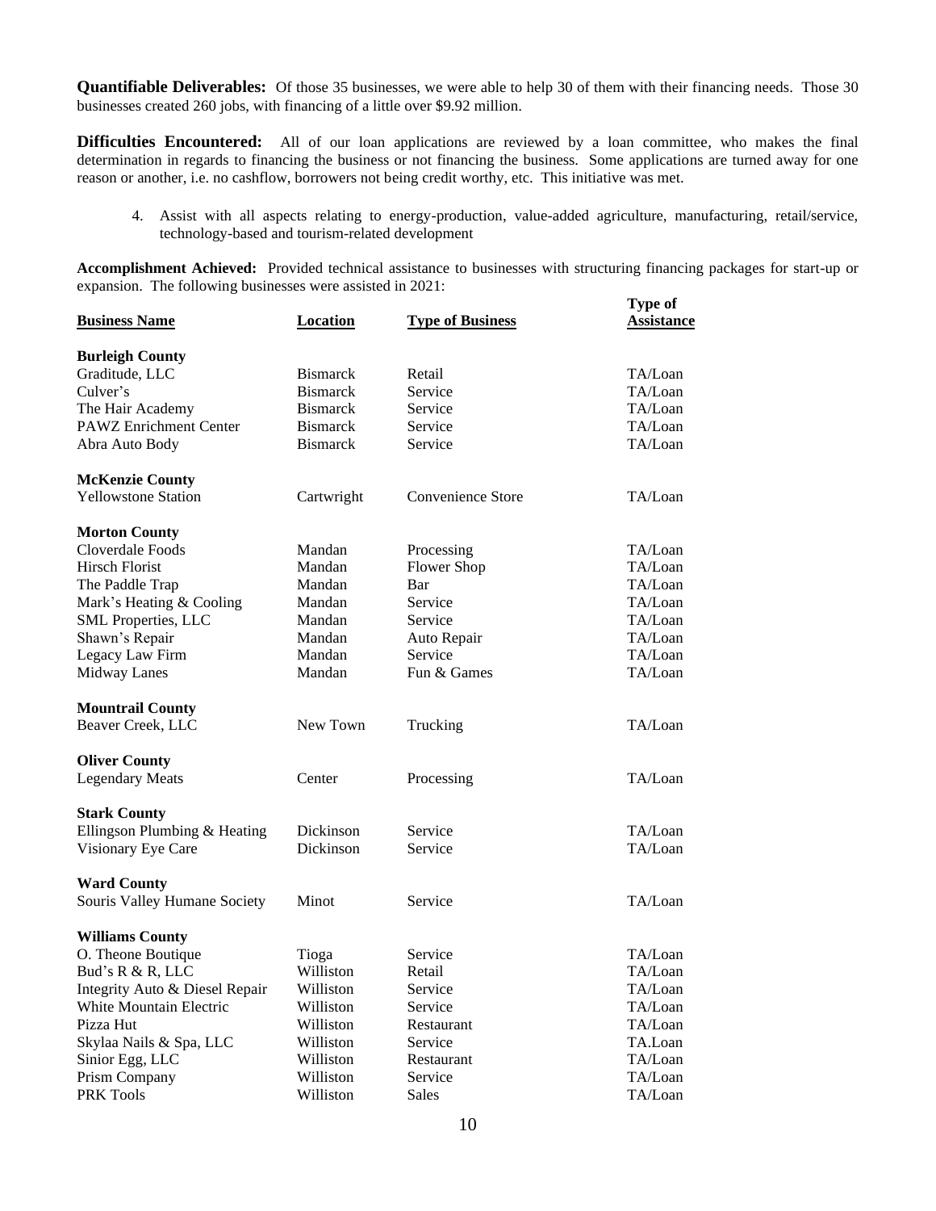**Quantifiable Deliverables:** Of those 35 businesses, we were able to help 30 of them with their financing needs. Those 30 businesses created 260 jobs, with financing of a little over $9.92 million.

**Difficulties Encountered:** All of our loan applications are reviewed by a loan committee, who makes the final determination in regards to financing the business or not financing the business. Some applications are turned away for one reason or another, i.e. no cashflow, borrowers not being credit worthy, etc. This initiative was met.

4. Assist with all aspects relating to energy-production, value-added agriculture, manufacturing, retail/service, technology-based and tourism-related development

**Accomplishment Achieved:** Provided technical assistance to businesses with structuring financing packages for start-up or expansion. The following businesses were assisted in 2021:

| Business Name | Location | Type of Business | Type of Assistance |
|---|---|---|---|
| **Burleigh County** | | | |
| Graditude, LLC | Bismarck | Retail | TA/Loan |
| Culver's | Bismarck | Service | TA/Loan |
| The Hair Academy | Bismarck | Service | TA/Loan |
| PAWZ Enrichment Center | Bismarck | Service | TA/Loan |
| Abra Auto Body | Bismarck | Service | TA/Loan |
| **McKenzie County** | | | |
| Yellowstone Station | Cartwright | Convenience Store | TA/Loan |
| **Morton County** | | | |
| Cloverdale Foods | Mandan | Processing | TA/Loan |
| Hirsch Florist | Mandan | Flower Shop | TA/Loan |
| The Paddle Trap | Mandan | Bar | TA/Loan |
| Mark's Heating & Cooling | Mandan | Service | TA/Loan |
| SML Properties, LLC | Mandan | Service | TA/Loan |
| Shawn's Repair | Mandan | Auto Repair | TA/Loan |
| Legacy Law Firm | Mandan | Service | TA/Loan |
| Midway Lanes | Mandan | Fun & Games | TA/Loan |
| **Mountrail County** | | | |
| Beaver Creek, LLC | New Town | Trucking | TA/Loan |
| **Oliver County** | | | |
| Legendary Meats | Center | Processing | TA/Loan |
| **Stark County** | | | |
| Ellingson Plumbing & Heating | Dickinson | Service | TA/Loan |
| Visionary Eye Care | Dickinson | Service | TA/Loan |
| **Ward County** | | | |
| Souris Valley Humane Society | Minot | Service | TA/Loan |
| **Williams County** | | | |
| O. Theone Boutique | Tioga | Service | TA/Loan |
| Bud's R & R, LLC | Williston | Retail | TA/Loan |
| Integrity Auto & Diesel Repair | Williston | Service | TA/Loan |
| White Mountain Electric | Williston | Service | TA/Loan |
| Pizza Hut | Williston | Restaurant | TA/Loan |
| Skylaa Nails & Spa, LLC | Williston | Service | TA.Loan |
| Sinior Egg, LLC | Williston | Restaurant | TA/Loan |
| Prism Company | Williston | Service | TA/Loan |
| PRK Tools | Williston | Sales | TA/Loan |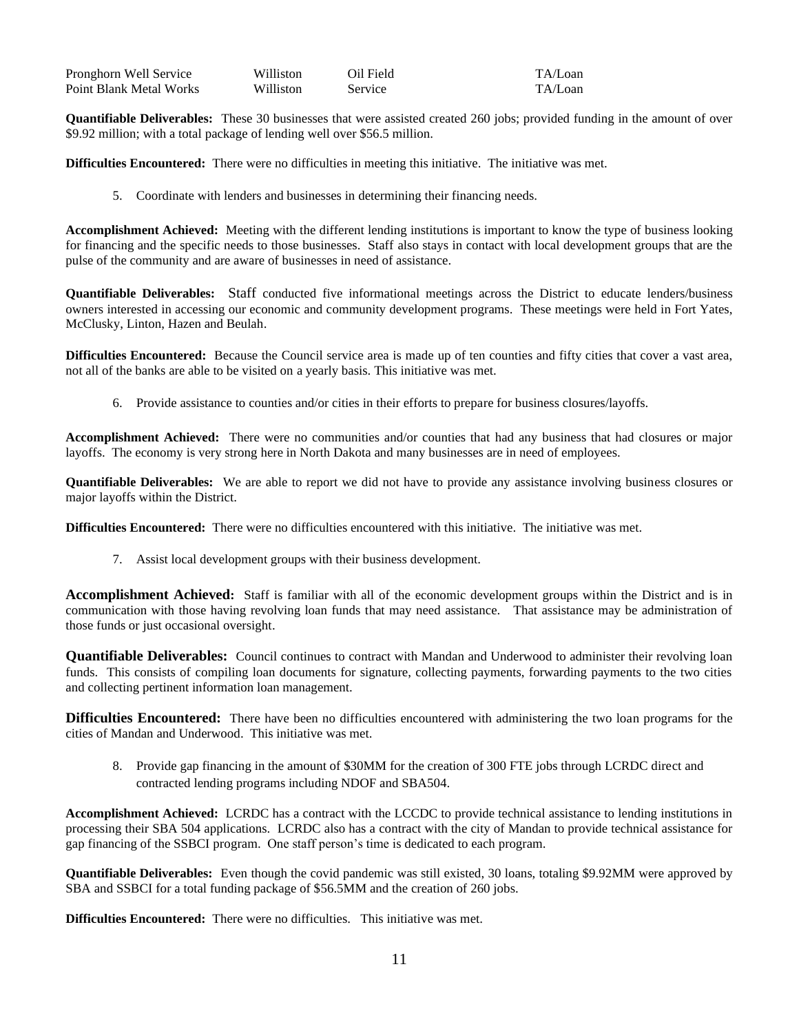| | | | |
|---|---|---|---|
| Pronghorn Well Service | Williston | Oil Field | TA/Loan |
| Point Blank Metal Works | Williston | Service | TA/Loan |

**Quantifiable Deliverables:** These 30 businesses that were assisted created 260 jobs; provided funding in the amount of over \$9.92 million; with a total package of lending well over \$56.5 million.

**Difficulties Encountered:** There were no difficulties in meeting this initiative. The initiative was met.

5. Coordinate with lenders and businesses in determining their financing needs.

**Accomplishment Achieved:** Meeting with the different lending institutions is important to know the type of business looking for financing and the specific needs to those businesses. Staff also stays in contact with local development groups that are the pulse of the community and are aware of businesses in need of assistance.

**Quantifiable Deliverables:** Staff conducted five informational meetings across the District to educate lenders/business owners interested in accessing our economic and community development programs. These meetings were held in Fort Yates, McClusky, Linton, Hazen and Beulah.

**Difficulties Encountered:** Because the Council service area is made up of ten counties and fifty cities that cover a vast area, not all of the banks are able to be visited on a yearly basis. This initiative was met.

6. Provide assistance to counties and/or cities in their efforts to prepare for business closures/layoffs.

**Accomplishment Achieved:** There were no communities and/or counties that had any business that had closures or major layoffs. The economy is very strong here in North Dakota and many businesses are in need of employees.

**Quantifiable Deliverables:** We are able to report we did not have to provide any assistance involving business closures or major layoffs within the District.

**Difficulties Encountered:** There were no difficulties encountered with this initiative. The initiative was met.

7. Assist local development groups with their business development.

**Accomplishment Achieved:** Staff is familiar with all of the economic development groups within the District and is in communication with those having revolving loan funds that may need assistance. That assistance may be administration of those funds or just occasional oversight.

**Quantifiable Deliverables:** Council continues to contract with Mandan and Underwood to administer their revolving loan funds. This consists of compiling loan documents for signature, collecting payments, forwarding payments to the two cities and collecting pertinent information loan management.

**Difficulties Encountered:** There have been no difficulties encountered with administering the two loan programs for the cities of Mandan and Underwood. This initiative was met.

8. Provide gap financing in the amount of \$30MM for the creation of 300 FTE jobs through LCRDC direct and contracted lending programs including NDOF and SBA504.

**Accomplishment Achieved:** LCRDC has a contract with the LCCDC to provide technical assistance to lending institutions in processing their SBA 504 applications. LCRDC also has a contract with the city of Mandan to provide technical assistance for gap financing of the SSBCI program. One staff person's time is dedicated to each program.

**Quantifiable Deliverables:** Even though the covid pandemic was still existed, 30 loans, totaling \$9.92MM were approved by SBA and SSBCI for a total funding package of \$56.5MM and the creation of 260 jobs.

**Difficulties Encountered:** There were no difficulties. This initiative was met.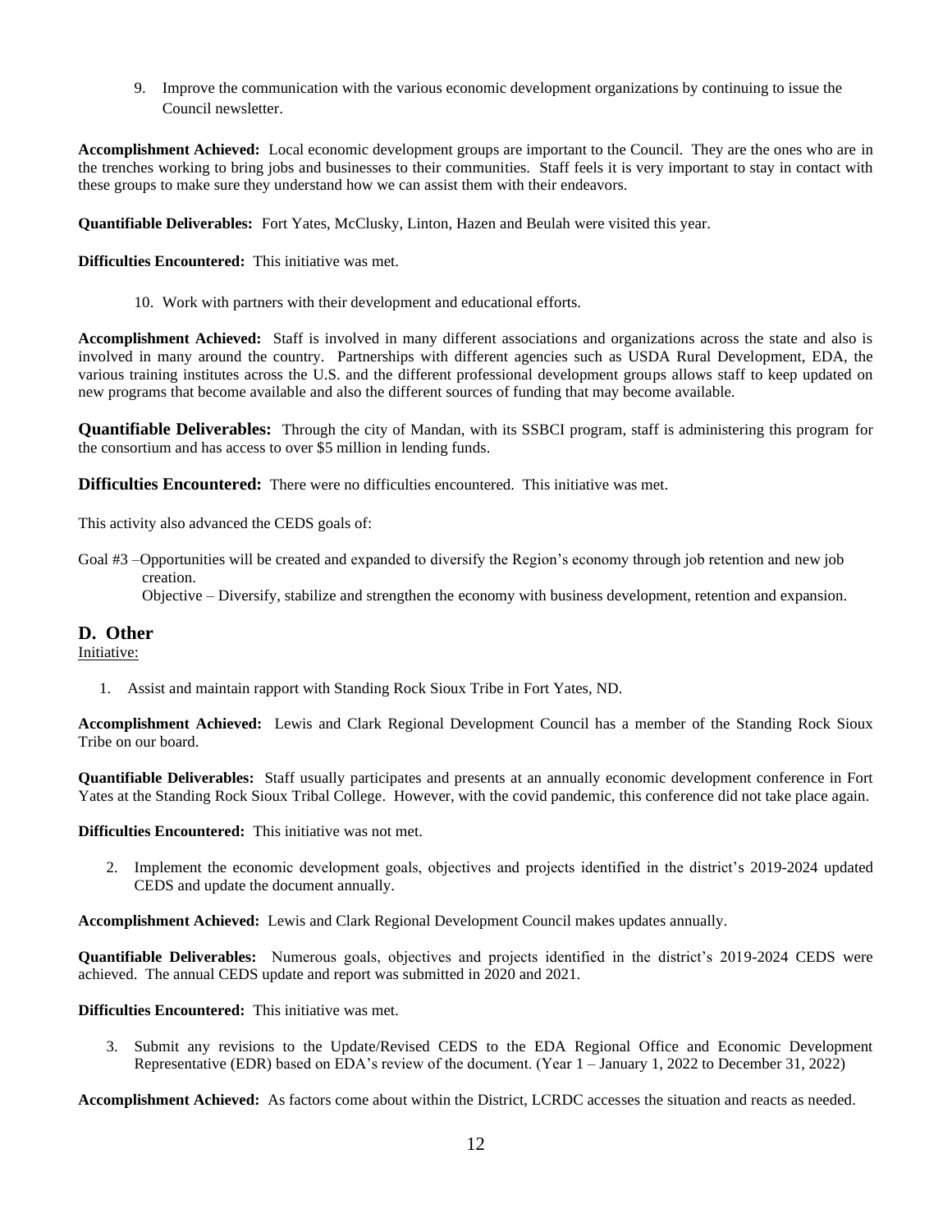9. Improve the communication with the various economic development organizations by continuing to issue the Council newsletter.

**Accomplishment Achieved:** Local economic development groups are important to the Council. They are the ones who are in the trenches working to bring jobs and businesses to their communities. Staff feels it is very important to stay in contact with these groups to make sure they understand how we can assist them with their endeavors.

**Quantifiable Deliverables:** Fort Yates, McClusky, Linton, Hazen and Beulah were visited this year.

**Difficulties Encountered:** This initiative was met.

10. Work with partners with their development and educational efforts.

**Accomplishment Achieved:** Staff is involved in many different associations and organizations across the state and also is involved in many around the country. Partnerships with different agencies such as USDA Rural Development, EDA, the various training institutes across the U.S. and the different professional development groups allows staff to keep updated on new programs that become available and also the different sources of funding that may become available.

**Quantifiable Deliverables:** Through the city of Mandan, with its SSBCI program, staff is administering this program for the consortium and has access to over $5 million in lending funds.

**Difficulties Encountered:** There were no difficulties encountered. This initiative was met.

This activity also advanced the CEDS goals of:

Goal #3 –Opportunities will be created and expanded to diversify the Region's economy through job retention and new job creation.
Objective – Diversify, stabilize and strengthen the economy with business development, retention and expansion.

## D. Other

Initiative:

1. Assist and maintain rapport with Standing Rock Sioux Tribe in Fort Yates, ND.

**Accomplishment Achieved:** Lewis and Clark Regional Development Council has a member of the Standing Rock Sioux Tribe on our board.

**Quantifiable Deliverables:** Staff usually participates and presents at an annually economic development conference in Fort Yates at the Standing Rock Sioux Tribal College. However, with the covid pandemic, this conference did not take place again.

**Difficulties Encountered:** This initiative was not met.

2. Implement the economic development goals, objectives and projects identified in the district's 2019-2024 updated CEDS and update the document annually.

**Accomplishment Achieved:** Lewis and Clark Regional Development Council makes updates annually.

**Quantifiable Deliverables:** Numerous goals, objectives and projects identified in the district's 2019-2024 CEDS were achieved. The annual CEDS update and report was submitted in 2020 and 2021.

**Difficulties Encountered:** This initiative was met.

3. Submit any revisions to the Update/Revised CEDS to the EDA Regional Office and Economic Development Representative (EDR) based on EDA's review of the document. (Year 1 – January 1, 2022 to December 31, 2022)

**Accomplishment Achieved:** As factors come about within the District, LCRDC accesses the situation and reacts as needed.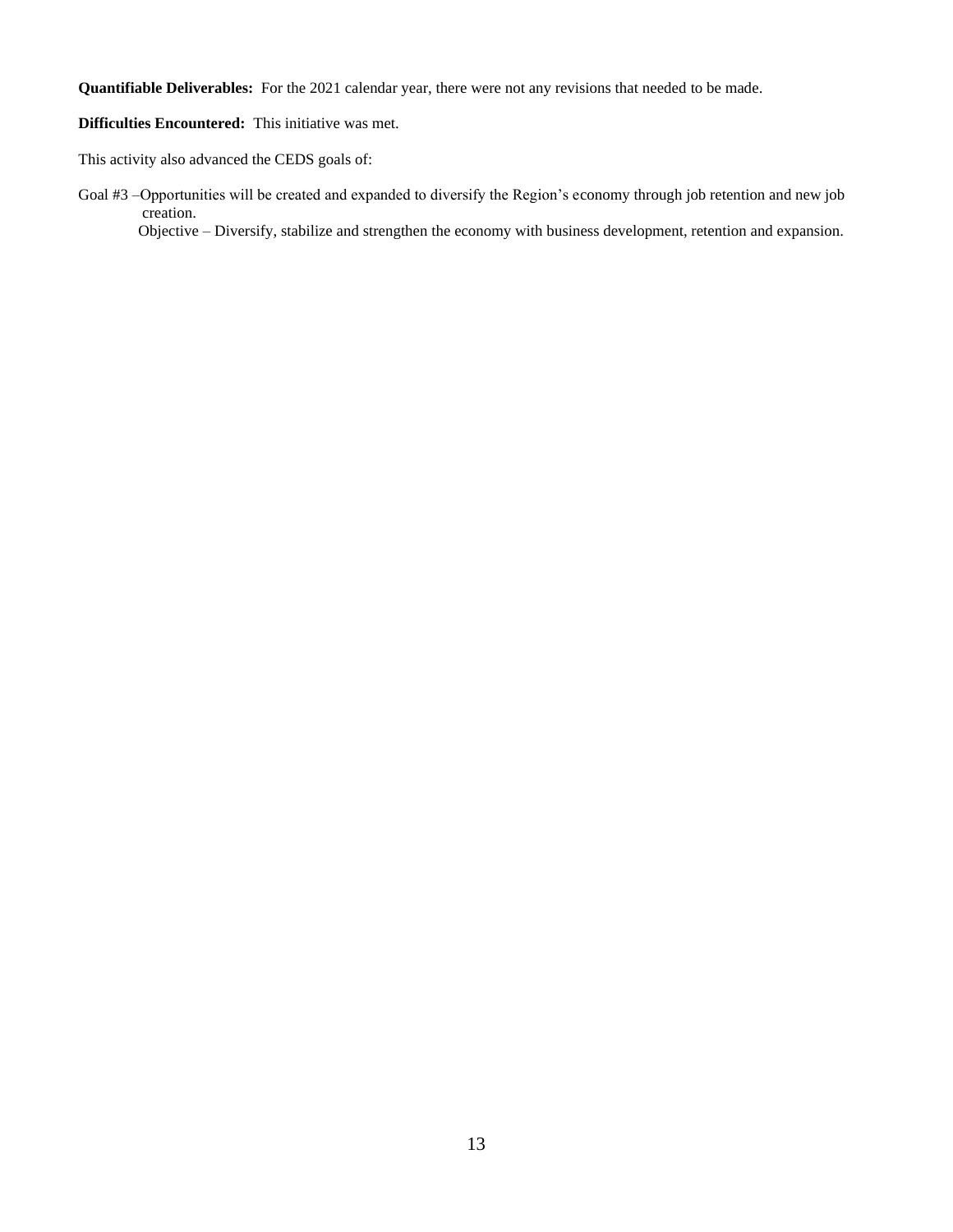**Quantifiable Deliverables:** For the 2021 calendar year, there were not any revisions that needed to be made.

**Difficulties Encountered:** This initiative was met.

This activity also advanced the CEDS goals of:

Goal #3 –Opportunities will be created and expanded to diversify the Region's economy through job retention and new job creation.

Objective – Diversify, stabilize and strengthen the economy with business development, retention and expansion.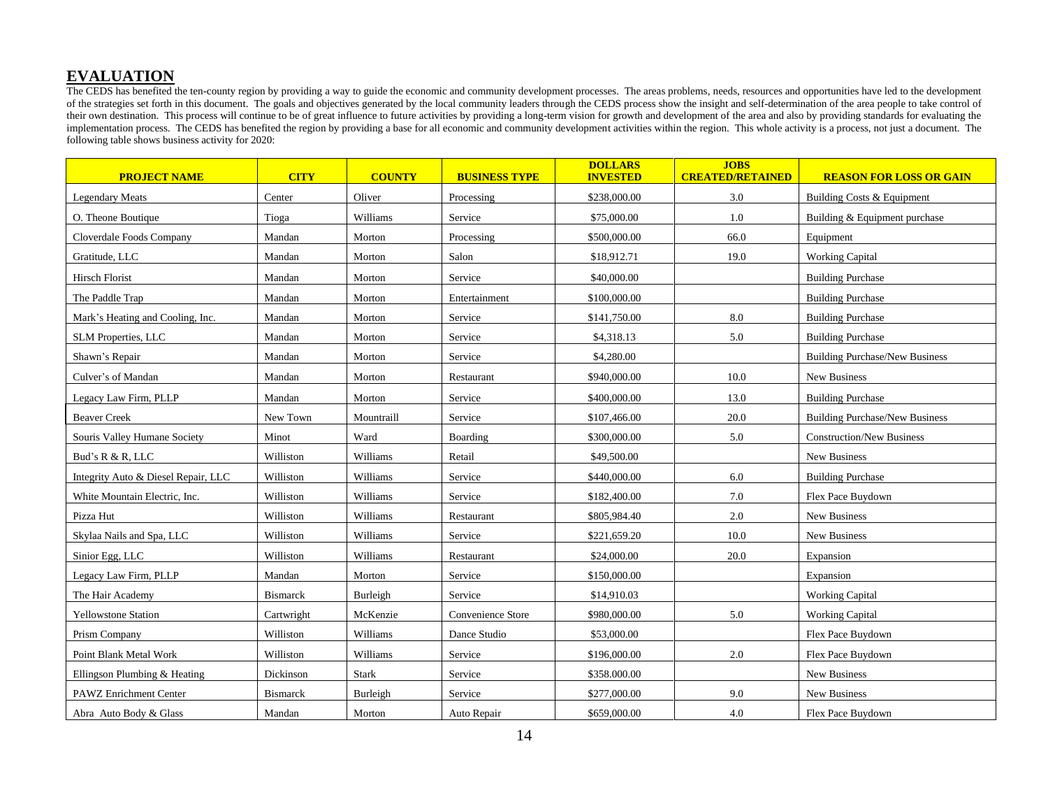## EVALUATION

The CEDS has benefited the ten-county region by providing a way to guide the economic and community development processes. The areas problems, needs, resources and opportunities have led to the development of the strategies set forth in this document. The goals and objectives generated by the local community leaders through the CEDS process show the insight and self-determination of the area people to take control of their own destination. This process will continue to be of great influence to future activities by providing a long-term vision for growth and development of the area and also by providing standards for evaluating the implementation process. The CEDS has benefited the region by providing a base for all economic and community development activities within the region. This whole activity is a process, not just a document. The following table shows business activity for 2020:

| PROJECT NAME | CITY | COUNTY | BUSINESS TYPE | DOLLARS INVESTED | JOBS CREATED/RETAINED | REASON FOR LOSS OR GAIN |
|---|---|---|---|---|---|---|
| Legendary Meats | Center | Oliver | Processing | $238,000.00 | 3.0 | Building Costs & Equipment |
| O. Theone Boutique | Tioga | Williams | Service | $75,000.00 | 1.0 | Building & Equipment purchase |
| Cloverdale Foods Company | Mandan | Morton | Processing | $500,000.00 | 66.0 | Equipment |
| Gratitude, LLC | Mandan | Morton | Salon | $18,912.71 | 19.0 | Working Capital |
| Hirsch Florist | Mandan | Morton | Service | $40,000.00 | | Building Purchase |
| The Paddle Trap | Mandan | Morton | Entertainment | $100,000.00 | | Building Purchase |
| Mark's Heating and Cooling, Inc. | Mandan | Morton | Service | $141,750.00 | 8.0 | Building Purchase |
| SLM Properties, LLC | Mandan | Morton | Service | $4,318.13 | 5.0 | Building Purchase |
| Shawn's Repair | Mandan | Morton | Service | $4,280.00 | | Building Purchase/New Business |
| Culver's of Mandan | Mandan | Morton | Restaurant | $940,000.00 | 10.0 | New Business |
| Legacy Law Firm, PLLP | Mandan | Morton | Service | $400,000.00 | 13.0 | Building Purchase |
| Beaver Creek | New Town | Mountraill | Service | $107,466.00 | 20.0 | Building Purchase/New Business |
| Souris Valley Humane Society | Minot | Ward | Boarding | $300,000.00 | 5.0 | Construction/New Business |
| Bud's R & R, LLC | Williston | Williams | Retail | $49,500.00 | | New Business |
| Integrity Auto & Diesel Repair, LLC | Williston | Williams | Service | $440,000.00 | 6.0 | Building Purchase |
| White Mountain Electric, Inc. | Williston | Williams | Service | $182,400.00 | 7.0 | Flex Pace Buydown |
| Pizza Hut | Williston | Williams | Restaurant | $805,984.40 | 2.0 | New Business |
| Skylaa Nails and Spa, LLC | Williston | Williams | Service | $221,659.20 | 10.0 | New Business |
| Sinior Egg, LLC | Williston | Williams | Restaurant | $24,000.00 | 20.0 | Expansion |
| Legacy Law Firm, PLLP | Mandan | Morton | Service | $150,000.00 | | Expansion |
| The Hair Academy | Bismarck | Burleigh | Service | $14,910.03 | | Working Capital |
| Yellowstone Station | Cartwright | McKenzie | Convenience Store | $980,000.00 | 5.0 | Working Capital |
| Prism Company | Williston | Williams | Dance Studio | $53,000.00 | | Flex Pace Buydown |
| Point Blank Metal Work | Williston | Williams | Service | $196,000.00 | 2.0 | Flex Pace Buydown |
| Ellingson Plumbing & Heating | Dickinson | Stark | Service | $358.000.00 | | New Business |
| PAWZ Enrichment Center | Bismarck | Burleigh | Service | $277,000.00 | 9.0 | New Business |
| Abra Auto Body & Glass | Mandan | Morton | Auto Repair | $659,000.00 | 4.0 | Flex Pace Buydown |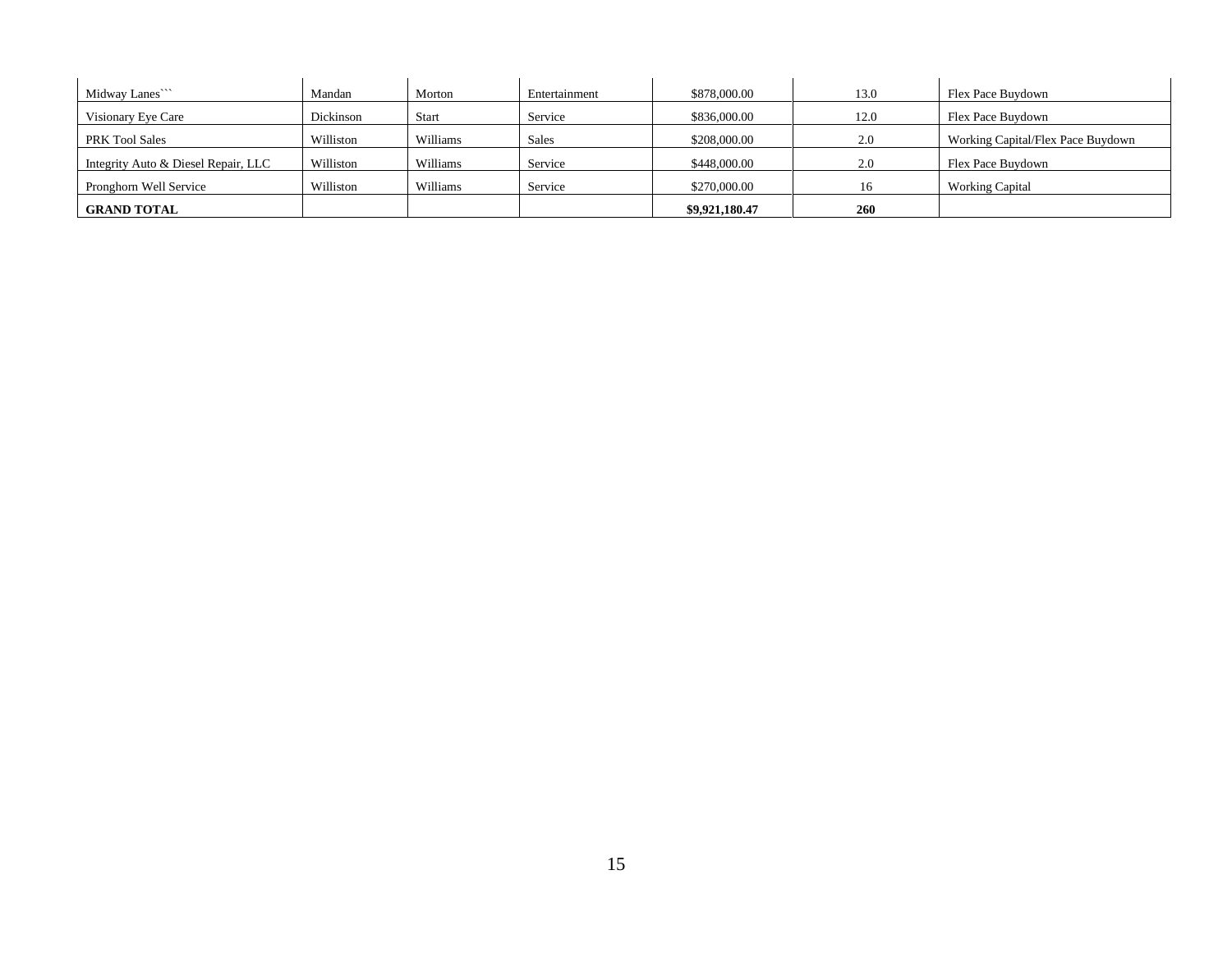| Midway Lanes``` | Mandan | Morton | Entertainment | $878,000.00 | 13.0 | Flex Pace Buydown |
|---|---|---|---|---|---|---|
| Visionary Eye Care | Dickinson | Start | Service | $836,000.00 | 12.0 | Flex Pace Buydown |
| PRK Tool Sales | Williston | Williams | Sales | $208,000.00 | 2.0 | Working Capital/Flex Pace Buydown |
| Integrity Auto & Diesel Repair, LLC | Williston | Williams | Service | $448,000.00 | 2.0 | Flex Pace Buydown |
| Pronghorn Well Service | Williston | Williams | Service | $270,000.00 | 16 | Working Capital |
| **GRAND TOTAL** | | | | **$9,921,180.47** | **260** | |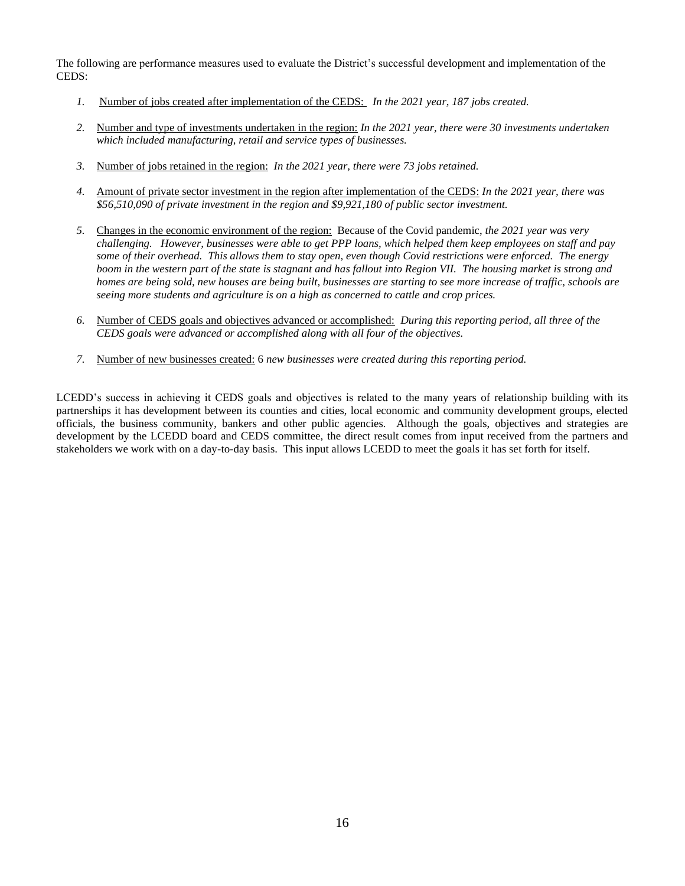The following are performance measures used to evaluate the District's successful development and implementation of the CEDS:

1. <u>Number of jobs created after implementation of the CEDS:</u> *In the 2021 year, 187 jobs created.*

2. <u>Number and type of investments undertaken in the region:</u> *In the 2021 year, there were 30 investments undertaken which included manufacturing, retail and service types of businesses.*

3. <u>Number of jobs retained in the region:</u> *In the 2021 year, there were 73 jobs retained.*

4. <u>Amount of private sector investment in the region after implementation of the CEDS:</u> *In the 2021 year, there was $56,510,090 of private investment in the region and $9,921,180 of public sector investment.*

5. <u>Changes in the economic environment of the region:</u> Because of the Covid pandemic, *the 2021 year was very challenging. However, businesses were able to get PPP loans, which helped them keep employees on staff and pay some of their overhead. This allows them to stay open, even though Covid restrictions were enforced. The energy boom in the western part of the state is stagnant and has fallout into Region VII. The housing market is strong and homes are being sold, new houses are being built, businesses are starting to see more increase of traffic, schools are seeing more students and agriculture is on a high as concerned to cattle and crop prices.*

6. <u>Number of CEDS goals and objectives advanced or accomplished:</u> *During this reporting period, all three of the CEDS goals were advanced or accomplished along with all four of the objectives.*

7. <u>Number of new businesses created:</u> 6 *new businesses were created during this reporting period.*

LCEDD's success in achieving it CEDS goals and objectives is related to the many years of relationship building with its partnerships it has development between its counties and cities, local economic and community development groups, elected officials, the business community, bankers and other public agencies. Although the goals, objectives and strategies are development by the LCEDD board and CEDS committee, the direct result comes from input received from the partners and stakeholders we work with on a day-to-day basis. This input allows LCEDD to meet the goals it has set forth for itself.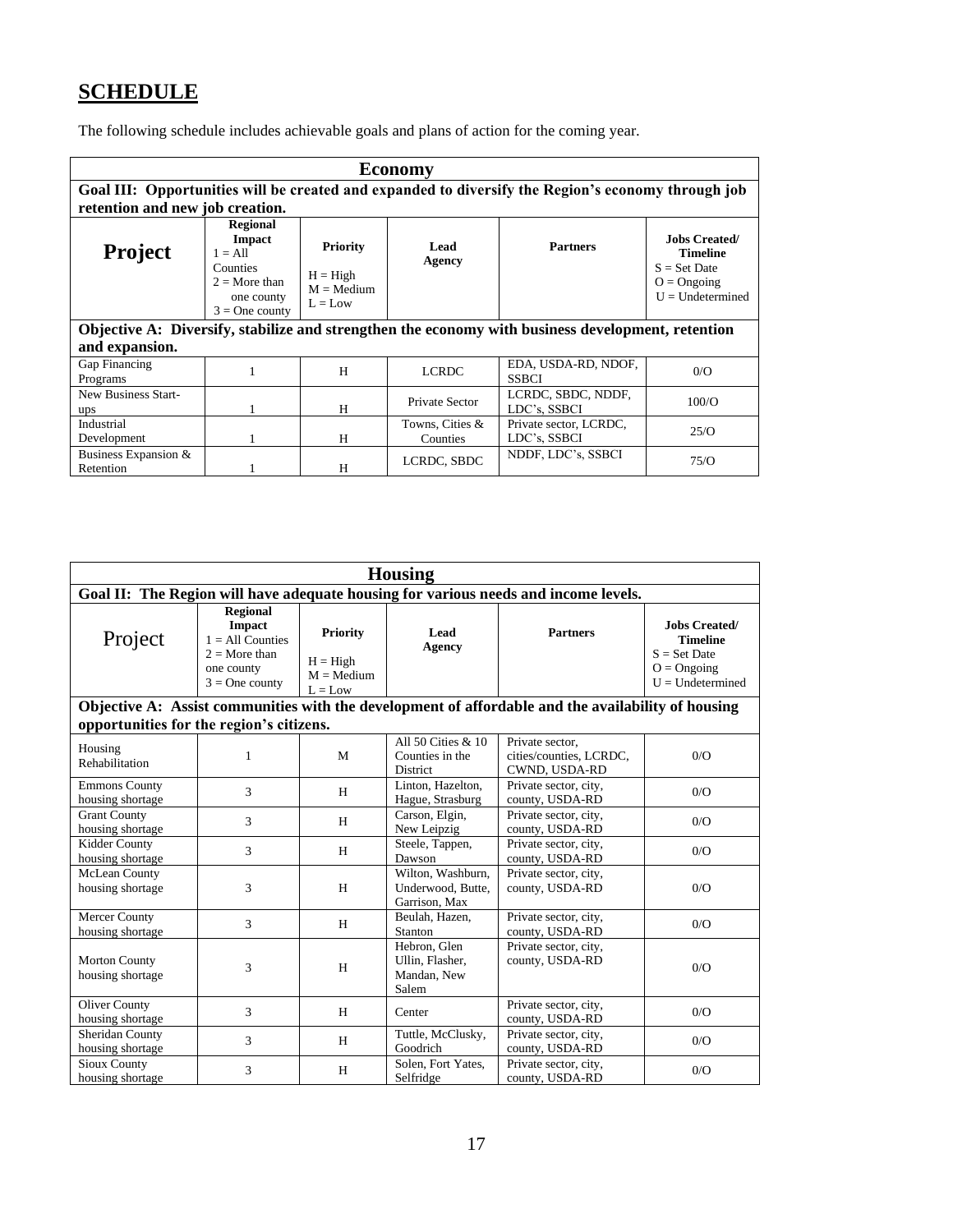## SCHEDULE

The following schedule includes achievable goals and plans of action for the coming year.

| Economy | | | | | |
|---|---|---|---|---|---|
| **Goal III: Opportunities will be created and expanded to diversify the Region's economy through job retention and new job creation.** | | | | | |
| **Project** | **Regional Impact** 1 = All Counties 2 = More than one county 3 = One county | **Priority** H = High M = Medium L = Low | **Lead Agency** | **Partners** | **Jobs Created/ Timeline** S = Set Date O = Ongoing U = Undetermined |
| **Objective A: Diversify, stabilize and strengthen the economy with business development, retention and expansion.** | | | | | |
| Gap Financing Programs | 1 | H | LCRDC | EDA, USDA-RD, NDOF, SSBCI | 0/O |
| New Business Start-ups | 1 | H | Private Sector | LCRDC, SBDC, NDDF, LDC's, SSBCI | 100/O |
| Industrial Development | 1 | H | Towns, Cities & Counties | Private sector, LCRDC, LDC's, SSBCI | 25/O |
| Business Expansion & Retention | 1 | H | LCRDC, SBDC | NDDF, LDC's, SSBCI | 75/O |

| Housing | | | | | |
|---|---|---|---|---|---|
| **Goal II: The Region will have adequate housing for various needs and income levels.** | | | | | |
| Project | **Regional Impact** 1 = All Counties 2 = More than one county 3 = One county | **Priority** H = High M = Medium L = Low | **Lead Agency** | **Partners** | **Jobs Created/ Timeline** S = Set Date O = Ongoing U = Undetermined |
| **Objective A: Assist communities with the development of affordable and the availability of housing opportunities for the region's citizens.** | | | | | |
| Housing Rehabilitation | 1 | M | All 50 Cities & 10 Counties in the District | Private sector, cities/counties, LCRDC, CWND, USDA-RD | 0/O |
| Emmons County housing shortage | 3 | H | Linton, Hazelton, Hague, Strasburg | Private sector, city, county, USDA-RD | 0/O |
| Grant County housing shortage | 3 | H | Carson, Elgin, New Leipzig | Private sector, city, county, USDA-RD | 0/O |
| Kidder County housing shortage | 3 | H | Steele, Tappen, Dawson | Private sector, city, county, USDA-RD | 0/O |
| McLean County housing shortage | 3 | H | Wilton, Washburn, Underwood, Butte, Garrison, Max | Private sector, city, county, USDA-RD | 0/O |
| Mercer County housing shortage | 3 | H | Beulah, Hazen, Stanton | Private sector, city, county, USDA-RD | 0/O |
| Morton County housing shortage | 3 | H | Hebron, Glen Ullin, Flasher, Mandan, New Salem | Private sector, city, county, USDA-RD | 0/O |
| Oliver County housing shortage | 3 | H | Center | Private sector, city, county, USDA-RD | 0/O |
| Sheridan County housing shortage | 3 | H | Tuttle, McClusky, Goodrich | Private sector, city, county, USDA-RD | 0/O |
| Sioux County housing shortage | 3 | H | Solen, Fort Yates, Selfridge | Private sector, city, county, USDA-RD | 0/O |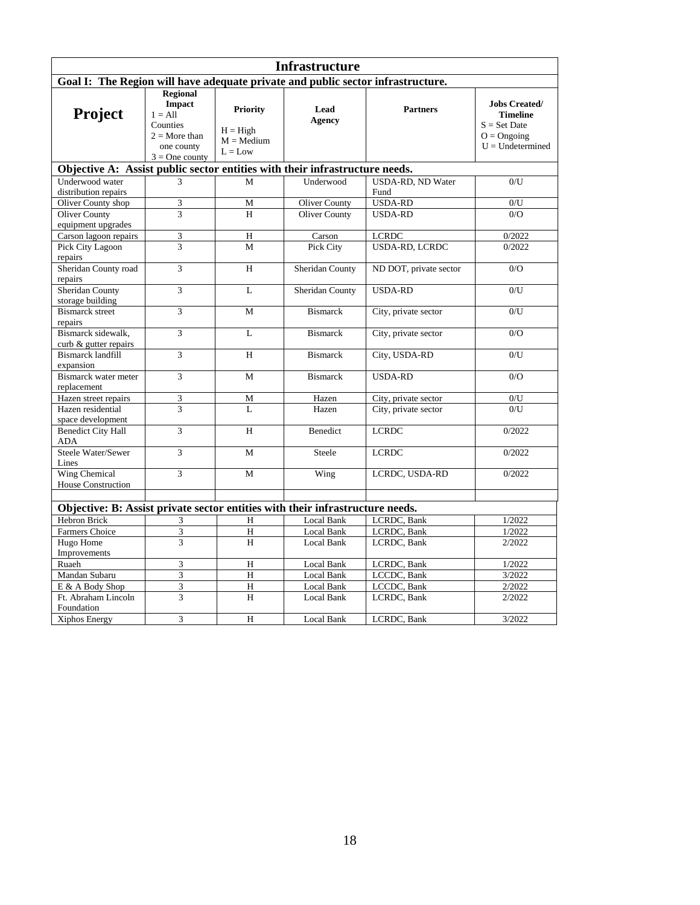# Infrastructure

**Goal I: The Region will have adequate private and public sector infrastructure.**

| Project | Regional Impact 1 = All Counties 2 = More than one county 3 = One county | Priority H = High M = Medium L = Low | Lead Agency | Partners | Jobs Created/ Timeline S = Set Date O = Ongoing U = Undetermined |
|---|---|---|---|---|---|
| **Objective A: Assist public sector entities with their infrastructure needs.** | | | | | |
| Underwood water distribution repairs | 3 | M | Underwood | USDA-RD, ND Water Fund | 0/U |
| Oliver County shop | 3 | M | Oliver County | USDA-RD | 0/U |
| Oliver County equipment upgrades | 3 | H | Oliver County | USDA-RD | 0/O |
| Carson lagoon repairs | 3 | H | Carson | LCRDC | 0/2022 |
| Pick City Lagoon repairs | 3 | M | Pick City | USDA-RD, LCRDC | 0/2022 |
| Sheridan County road repairs | 3 | H | Sheridan County | ND DOT, private sector | 0/O |
| Sheridan County storage building | 3 | L | Sheridan County | USDA-RD | 0/U |
| Bismarck street repairs | 3 | M | Bismarck | City, private sector | 0/U |
| Bismarck sidewalk, curb & gutter repairs | 3 | L | Bismarck | City, private sector | 0/O |
| Bismarck landfill expansion | 3 | H | Bismarck | City, USDA-RD | 0/U |
| Bismarck water meter replacement | 3 | M | Bismarck | USDA-RD | 0/O |
| Hazen street repairs | 3 | M | Hazen | City, private sector | 0/U |
| Hazen residential space development | 3 | L | Hazen | City, private sector | 0/U |
| Benedict City Hall ADA | 3 | H | Benedict | LCRDC | 0/2022 |
| Steele Water/Sewer Lines | 3 | M | Steele | LCRDC | 0/2022 |
| Wing Chemical House Construction | 3 | M | Wing | LCRDC, USDA-RD | 0/2022 |
| | | | | | |
| **Objective: B: Assist private sector entities with their infrastructure needs.** | | | | | |
| Hebron Brick | 3 | H | Local Bank | LCRDC, Bank | 1/2022 |
| Farmers Choice | 3 | H | Local Bank | LCRDC, Bank | 1/2022 |
| Hugo Home Improvements | 3 | H | Local Bank | LCRDC, Bank | 2/2022 |
| Ruaeh | 3 | H | Local Bank | LCRDC, Bank | 1/2022 |
| Mandan Subaru | 3 | H | Local Bank | LCCDC, Bank | 3/2022 |
| E & A Body Shop | 3 | H | Local Bank | LCCDC, Bank | 2/2022 |
| Ft. Abraham Lincoln Foundation | 3 | H | Local Bank | LCRDC, Bank | 2/2022 |
| Xiphos Energy | 3 | H | Local Bank | LCRDC, Bank | 3/2022 |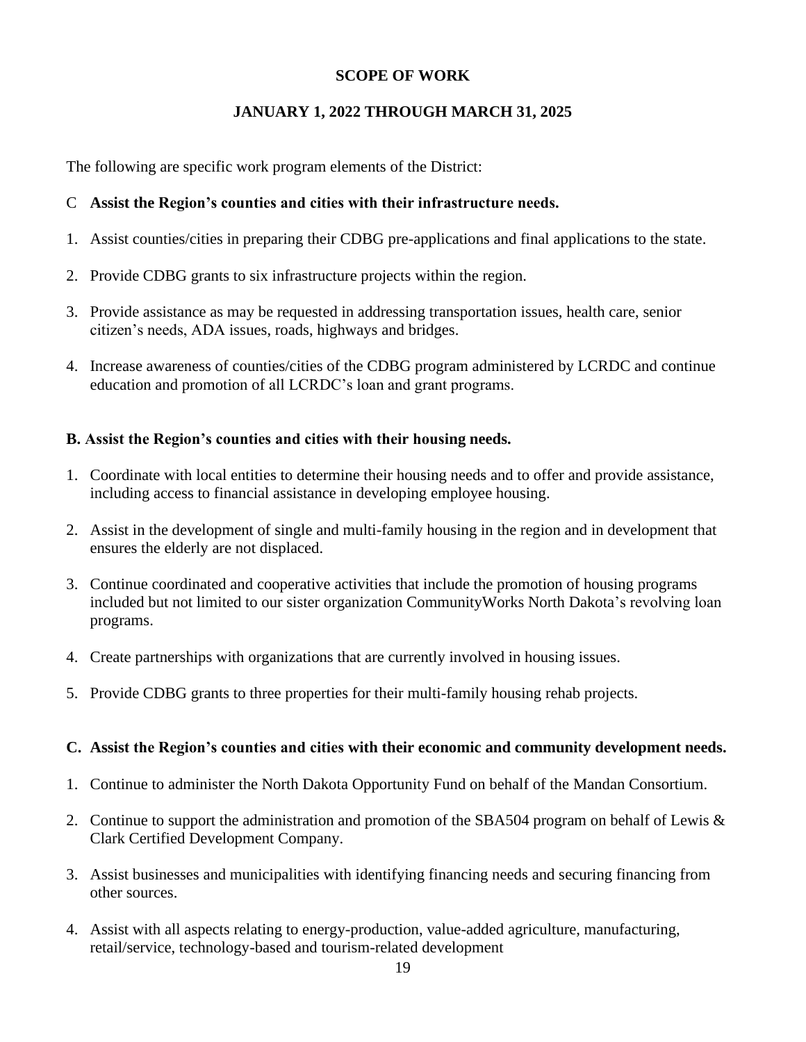**SCOPE OF WORK**

**JANUARY 1, 2022 THROUGH MARCH 31, 2025**

The following are specific work program elements of the District:

C **Assist the Region's counties and cities with their infrastructure needs.**

1. Assist counties/cities in preparing their CDBG pre-applications and final applications to the state.
2. Provide CDBG grants to six infrastructure projects within the region.
3. Provide assistance as may be requested in addressing transportation issues, health care, senior citizen's needs, ADA issues, roads, highways and bridges.
4. Increase awareness of counties/cities of the CDBG program administered by LCRDC and continue education and promotion of all LCRDC's loan and grant programs.

**B. Assist the Region's counties and cities with their housing needs.**

1. Coordinate with local entities to determine their housing needs and to offer and provide assistance, including access to financial assistance in developing employee housing.
2. Assist in the development of single and multi-family housing in the region and in development that ensures the elderly are not displaced.
3. Continue coordinated and cooperative activities that include the promotion of housing programs included but not limited to our sister organization CommunityWorks North Dakota's revolving loan programs.
4. Create partnerships with organizations that are currently involved in housing issues.
5. Provide CDBG grants to three properties for their multi-family housing rehab projects.

**C. Assist the Region's counties and cities with their economic and community development needs.**

1. Continue to administer the North Dakota Opportunity Fund on behalf of the Mandan Consortium.
2. Continue to support the administration and promotion of the SBA504 program on behalf of Lewis & Clark Certified Development Company.
3. Assist businesses and municipalities with identifying financing needs and securing financing from other sources.
4. Assist with all aspects relating to energy-production, value-added agriculture, manufacturing, retail/service, technology-based and tourism-related development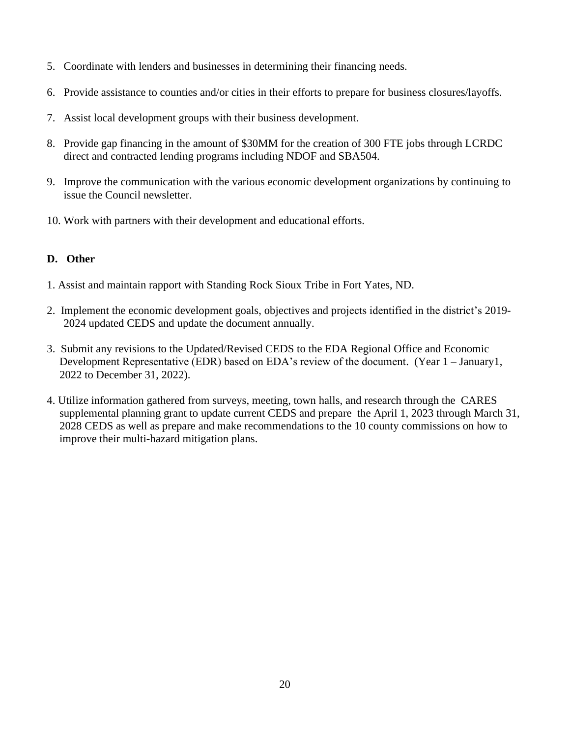5. Coordinate with lenders and businesses in determining their financing needs.

6. Provide assistance to counties and/or cities in their efforts to prepare for business closures/layoffs.

7. Assist local development groups with their business development.

8. Provide gap financing in the amount of $30MM for the creation of 300 FTE jobs through LCRDC direct and contracted lending programs including NDOF and SBA504.

9. Improve the communication with the various economic development organizations by continuing to issue the Council newsletter.

10. Work with partners with their development and educational efforts.

### D. Other

1. Assist and maintain rapport with Standing Rock Sioux Tribe in Fort Yates, ND.

2. Implement the economic development goals, objectives and projects identified in the district's 2019-2024 updated CEDS and update the document annually.

3. Submit any revisions to the Updated/Revised CEDS to the EDA Regional Office and Economic Development Representative (EDR) based on EDA's review of the document. (Year 1 – January1, 2022 to December 31, 2022).

4. Utilize information gathered from surveys, meeting, town halls, and research through the CARES supplemental planning grant to update current CEDS and prepare the April 1, 2023 through March 31, 2028 CEDS as well as prepare and make recommendations to the 10 county commissions on how to improve their multi-hazard mitigation plans.